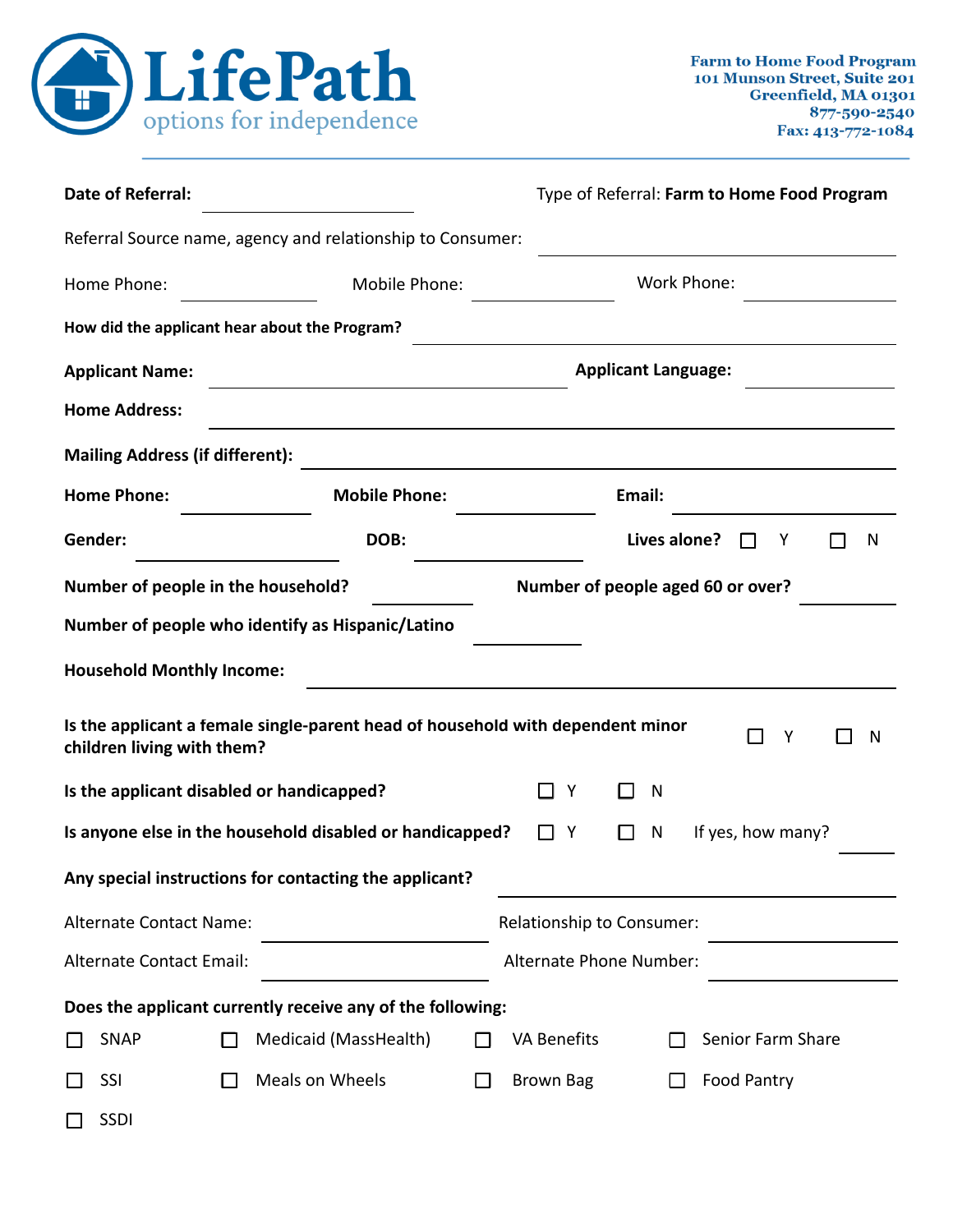# LifePath
options for independence

**Farm to Home Food Program**
**101 Munson Street, Suite 201**
**Greenfield, MA 01301**
**877-590-2540**
**Fax: 413-772-1084**

**Date of Referral:** ____________________ Type of Referral: **Farm to Home Food Program**

Referral Source name, agency and relationship to Consumer: ____________________

Home Phone: ____________ Mobile Phone: ____________ Work Phone: ____________

**How did the applicant hear about the Program?** ____________________

**Applicant Name:** ____________________ **Applicant Language:** ____________

**Home Address:** ____________________

**Mailing Address (if different):** ____________________

**Home Phone:** ____________ **Mobile Phone:** ____________ **Email:** ____________

**Gender:** ____________ **DOB:** ____________ **Lives alone?** ☐ Y ☐ N

**Number of people in the household?** ________ **Number of people aged 60 or over?** ________

**Number of people who identify as Hispanic/Latino** ________

**Household Monthly Income:** ____________________

**Is the applicant a female single-parent head of household with dependent minor children living with them?** ☐ Y ☐ N

**Is the applicant disabled or handicapped?** ☐ Y ☐ N

**Is anyone else in the household disabled or handicapped?** ☐ Y ☐ N If yes, how many? ________

**Any special instructions for contacting the applicant?** ____________________

Alternate Contact Name: ____________________ Relationship to Consumer: ____________

Alternate Contact Email: ____________________ Alternate Phone Number: ____________

**Does the applicant currently receive any of the following:**

☐ SNAP ☐ Medicaid (MassHealth) ☐ VA Benefits ☐ Senior Farm Share

☐ SSI ☐ Meals on Wheels ☐ Brown Bag ☐ Food Pantry

☐ SSDI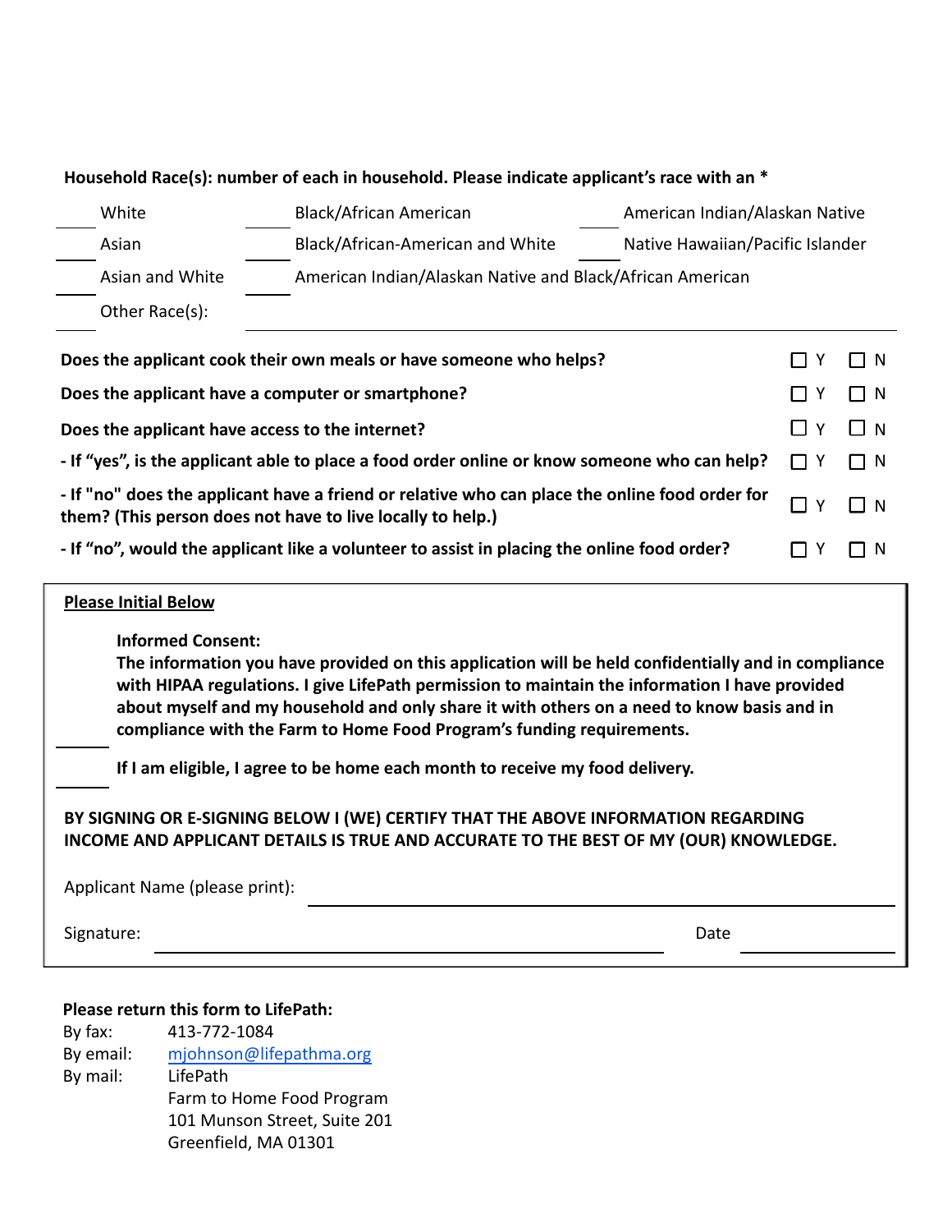**Household Race(s): number of each in household. Please indicate applicant's race with an \***

| | | |
|---|---|---|
| ____ White | ____ Black/African American | ____ American Indian/Alaskan Native |
| ____ Asian | ____ Black/African-American and White | ____ Native Hawaiian/Pacific Islander |
| ____ Asian and White | ____ American Indian/Alaskan Native and Black/African American | |
| ____ Other Race(s): ______________________________ | | |

| | | |
|---|---|---|
| **Does the applicant cook their own meals or have someone who helps?** | ☐ Y | ☐ N |
| **Does the applicant have a computer or smartphone?** | ☐ Y | ☐ N |
| **Does the applicant have access to the internet?** | ☐ Y | ☐ N |
| **- If "yes", is the applicant able to place a food order online or know someone who can help?** | ☐ Y | ☐ N |
| **- If "no" does the applicant have a friend or relative who can place the online food order for them? (This person does not have to live locally to help.)** | ☐ Y | ☐ N |
| **- If "no", would the applicant like a volunteer to assist in placing the online food order?** | ☐ Y | ☐ N |

**Please Initial Below**

____ **Informed Consent:**
**The information you have provided on this application will be held confidentially and in compliance with HIPAA regulations. I give LifePath permission to maintain the information I have provided about myself and my household and only share it with others on a need to know basis and in compliance with the Farm to Home Food Program's funding requirements.**

____ **If I am eligible, I agree to be home each month to receive my food delivery.**

**BY SIGNING OR E-SIGNING BELOW I (WE) CERTIFY THAT THE ABOVE INFORMATION REGARDING INCOME AND APPLICANT DETAILS IS TRUE AND ACCURATE TO THE BEST OF MY (OUR) KNOWLEDGE.**

Applicant Name (please print): ______________________________

Signature: ______________________________ Date ____________

**Please return this form to LifePath:**

By fax: 413-772-1084
By email: mjohnson@lifepathma.org
By mail: LifePath
Farm to Home Food Program
101 Munson Street, Suite 201
Greenfield, MA 01301